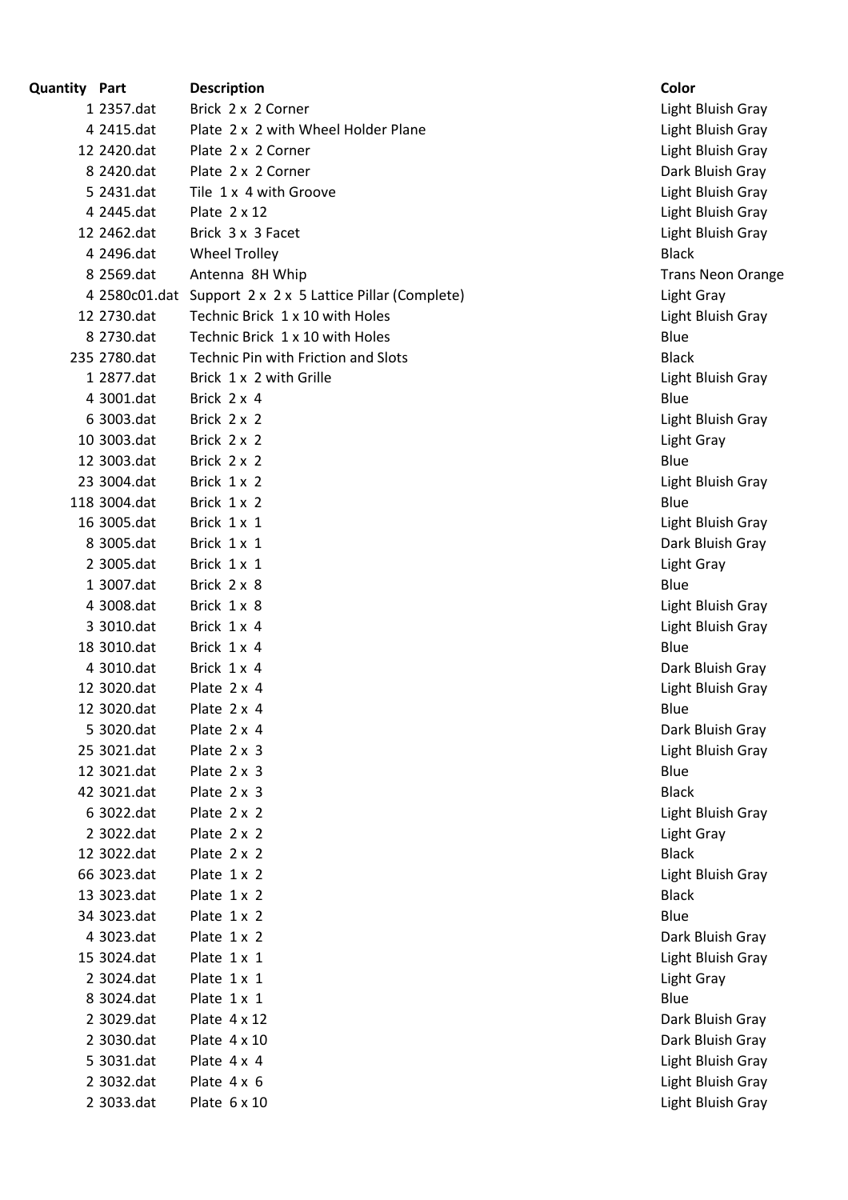| Quantity | Part | Description | Color |
|---|---|---|---|
| 1 | 2357.dat | Brick 2 x 2 Corner | Light Bluish Gray |
| 4 | 2415.dat | Plate 2 x 2 with Wheel Holder Plane | Light Bluish Gray |
| 12 | 2420.dat | Plate 2 x 2 Corner | Light Bluish Gray |
| 8 | 2420.dat | Plate 2 x 2 Corner | Dark Bluish Gray |
| 5 | 2431.dat | Tile 1 x 4 with Groove | Light Bluish Gray |
| 4 | 2445.dat | Plate 2 x 12 | Light Bluish Gray |
| 12 | 2462.dat | Brick 3 x 3 Facet | Light Bluish Gray |
| 4 | 2496.dat | Wheel Trolley | Black |
| 8 | 2569.dat | Antenna 8H Whip | Trans Neon Orange |
| 4 | 2580c01.dat | Support 2 x 2 x 5 Lattice Pillar (Complete) | Light Gray |
| 12 | 2730.dat | Technic Brick 1 x 10 with Holes | Light Bluish Gray |
| 8 | 2730.dat | Technic Brick 1 x 10 with Holes | Blue |
| 235 | 2780.dat | Technic Pin with Friction and Slots | Black |
| 1 | 2877.dat | Brick 1 x 2 with Grille | Light Bluish Gray |
| 4 | 3001.dat | Brick 2 x 4 | Blue |
| 6 | 3003.dat | Brick 2 x 2 | Light Bluish Gray |
| 10 | 3003.dat | Brick 2 x 2 | Light Gray |
| 12 | 3003.dat | Brick 2 x 2 | Blue |
| 23 | 3004.dat | Brick 1 x 2 | Light Bluish Gray |
| 118 | 3004.dat | Brick 1 x 2 | Blue |
| 16 | 3005.dat | Brick 1 x 1 | Light Bluish Gray |
| 8 | 3005.dat | Brick 1 x 1 | Dark Bluish Gray |
| 2 | 3005.dat | Brick 1 x 1 | Light Gray |
| 1 | 3007.dat | Brick 2 x 8 | Blue |
| 4 | 3008.dat | Brick 1 x 8 | Light Bluish Gray |
| 3 | 3010.dat | Brick 1 x 4 | Light Bluish Gray |
| 18 | 3010.dat | Brick 1 x 4 | Blue |
| 4 | 3010.dat | Brick 1 x 4 | Dark Bluish Gray |
| 12 | 3020.dat | Plate 2 x 4 | Light Bluish Gray |
| 12 | 3020.dat | Plate 2 x 4 | Blue |
| 5 | 3020.dat | Plate 2 x 4 | Dark Bluish Gray |
| 25 | 3021.dat | Plate 2 x 3 | Light Bluish Gray |
| 12 | 3021.dat | Plate 2 x 3 | Blue |
| 42 | 3021.dat | Plate 2 x 3 | Black |
| 6 | 3022.dat | Plate 2 x 2 | Light Bluish Gray |
| 2 | 3022.dat | Plate 2 x 2 | Light Gray |
| 12 | 3022.dat | Plate 2 x 2 | Black |
| 66 | 3023.dat | Plate 1 x 2 | Light Bluish Gray |
| 13 | 3023.dat | Plate 1 x 2 | Black |
| 34 | 3023.dat | Plate 1 x 2 | Blue |
| 4 | 3023.dat | Plate 1 x 2 | Dark Bluish Gray |
| 15 | 3024.dat | Plate 1 x 1 | Light Bluish Gray |
| 2 | 3024.dat | Plate 1 x 1 | Light Gray |
| 8 | 3024.dat | Plate 1 x 1 | Blue |
| 2 | 3029.dat | Plate 4 x 12 | Dark Bluish Gray |
| 2 | 3030.dat | Plate 4 x 10 | Dark Bluish Gray |
| 5 | 3031.dat | Plate 4 x 4 | Light Bluish Gray |
| 2 | 3032.dat | Plate 4 x 6 | Light Bluish Gray |
| 2 | 3033.dat | Plate 6 x 10 | Light Bluish Gray |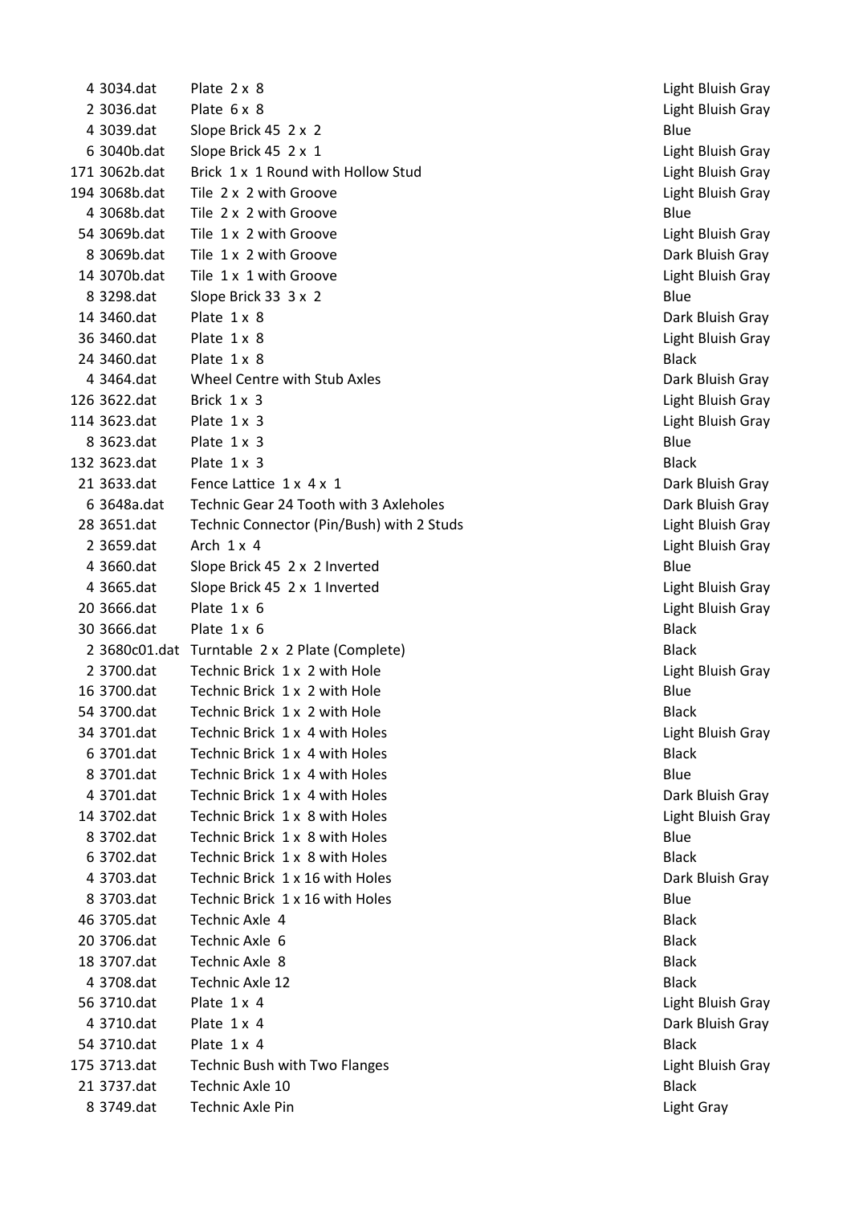| | | | |
|---|---|---|---|
| 4 | 3034.dat | Plate 2 x 8 | Light Bluish Gray |
| 2 | 3036.dat | Plate 6 x 8 | Light Bluish Gray |
| 4 | 3039.dat | Slope Brick 45 2 x 2 | Blue |
| 6 | 3040b.dat | Slope Brick 45 2 x 1 | Light Bluish Gray |
| 171 | 3062b.dat | Brick 1 x 1 Round with Hollow Stud | Light Bluish Gray |
| 194 | 3068b.dat | Tile 2 x 2 with Groove | Light Bluish Gray |
| 4 | 3068b.dat | Tile 2 x 2 with Groove | Blue |
| 54 | 3069b.dat | Tile 1 x 2 with Groove | Light Bluish Gray |
| 8 | 3069b.dat | Tile 1 x 2 with Groove | Dark Bluish Gray |
| 14 | 3070b.dat | Tile 1 x 1 with Groove | Light Bluish Gray |
| 8 | 3298.dat | Slope Brick 33 3 x 2 | Blue |
| 14 | 3460.dat | Plate 1 x 8 | Dark Bluish Gray |
| 36 | 3460.dat | Plate 1 x 8 | Light Bluish Gray |
| 24 | 3460.dat | Plate 1 x 8 | Black |
| 4 | 3464.dat | Wheel Centre with Stub Axles | Dark Bluish Gray |
| 126 | 3622.dat | Brick 1 x 3 | Light Bluish Gray |
| 114 | 3623.dat | Plate 1 x 3 | Light Bluish Gray |
| 8 | 3623.dat | Plate 1 x 3 | Blue |
| 132 | 3623.dat | Plate 1 x 3 | Black |
| 21 | 3633.dat | Fence Lattice 1 x 4 x 1 | Dark Bluish Gray |
| 6 | 3648a.dat | Technic Gear 24 Tooth with 3 Axleholes | Dark Bluish Gray |
| 28 | 3651.dat | Technic Connector (Pin/Bush) with 2 Studs | Light Bluish Gray |
| 2 | 3659.dat | Arch 1 x 4 | Light Bluish Gray |
| 4 | 3660.dat | Slope Brick 45 2 x 2 Inverted | Blue |
| 4 | 3665.dat | Slope Brick 45 2 x 1 Inverted | Light Bluish Gray |
| 20 | 3666.dat | Plate 1 x 6 | Light Bluish Gray |
| 30 | 3666.dat | Plate 1 x 6 | Black |
| 2 | 3680c01.dat | Turntable 2 x 2 Plate (Complete) | Black |
| 2 | 3700.dat | Technic Brick 1 x 2 with Hole | Light Bluish Gray |
| 16 | 3700.dat | Technic Brick 1 x 2 with Hole | Blue |
| 54 | 3700.dat | Technic Brick 1 x 2 with Hole | Black |
| 34 | 3701.dat | Technic Brick 1 x 4 with Holes | Light Bluish Gray |
| 6 | 3701.dat | Technic Brick 1 x 4 with Holes | Black |
| 8 | 3701.dat | Technic Brick 1 x 4 with Holes | Blue |
| 4 | 3701.dat | Technic Brick 1 x 4 with Holes | Dark Bluish Gray |
| 14 | 3702.dat | Technic Brick 1 x 8 with Holes | Light Bluish Gray |
| 8 | 3702.dat | Technic Brick 1 x 8 with Holes | Blue |
| 6 | 3702.dat | Technic Brick 1 x 8 with Holes | Black |
| 4 | 3703.dat | Technic Brick 1 x 16 with Holes | Dark Bluish Gray |
| 8 | 3703.dat | Technic Brick 1 x 16 with Holes | Blue |
| 46 | 3705.dat | Technic Axle 4 | Black |
| 20 | 3706.dat | Technic Axle 6 | Black |
| 18 | 3707.dat | Technic Axle 8 | Black |
| 4 | 3708.dat | Technic Axle 12 | Black |
| 56 | 3710.dat | Plate 1 x 4 | Light Bluish Gray |
| 4 | 3710.dat | Plate 1 x 4 | Dark Bluish Gray |
| 54 | 3710.dat | Plate 1 x 4 | Black |
| 175 | 3713.dat | Technic Bush with Two Flanges | Light Bluish Gray |
| 21 | 3737.dat | Technic Axle 10 | Black |
| 8 | 3749.dat | Technic Axle Pin | Light Gray |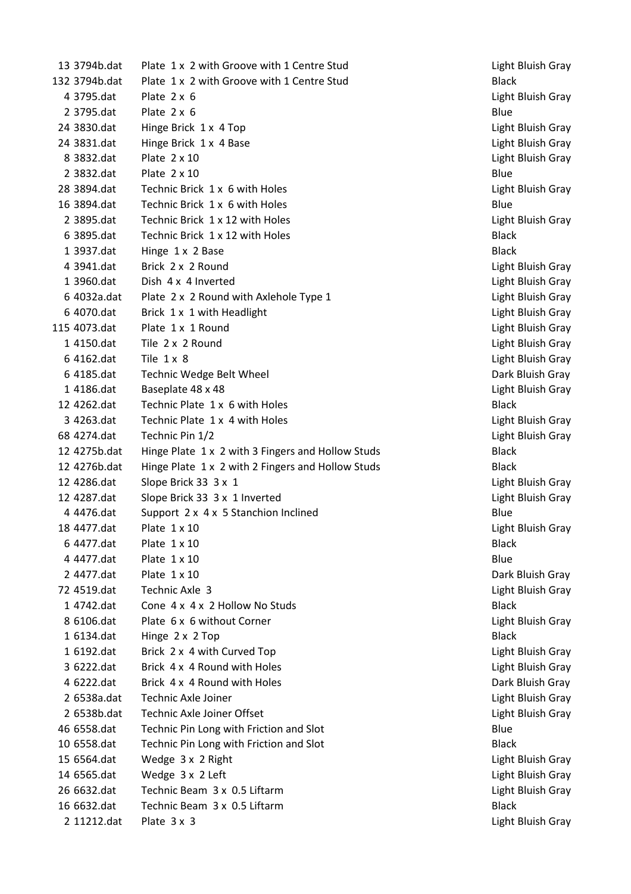| Qty | Part | Description | Color |
|---|---|---|---|
| 13 | 3794b.dat | Plate 1 x 2 with Groove with 1 Centre Stud | Light Bluish Gray |
| 132 | 3794b.dat | Plate 1 x 2 with Groove with 1 Centre Stud | Black |
| 4 | 3795.dat | Plate 2 x 6 | Light Bluish Gray |
| 2 | 3795.dat | Plate 2 x 6 | Blue |
| 24 | 3830.dat | Hinge Brick 1 x 4 Top | Light Bluish Gray |
| 24 | 3831.dat | Hinge Brick 1 x 4 Base | Light Bluish Gray |
| 8 | 3832.dat | Plate 2 x 10 | Light Bluish Gray |
| 2 | 3832.dat | Plate 2 x 10 | Blue |
| 28 | 3894.dat | Technic Brick 1 x 6 with Holes | Light Bluish Gray |
| 16 | 3894.dat | Technic Brick 1 x 6 with Holes | Blue |
| 2 | 3895.dat | Technic Brick 1 x 12 with Holes | Light Bluish Gray |
| 6 | 3895.dat | Technic Brick 1 x 12 with Holes | Black |
| 1 | 3937.dat | Hinge 1 x 2 Base | Black |
| 4 | 3941.dat | Brick 2 x 2 Round | Light Bluish Gray |
| 1 | 3960.dat | Dish 4 x 4 Inverted | Light Bluish Gray |
| 6 | 4032a.dat | Plate 2 x 2 Round with Axlehole Type 1 | Light Bluish Gray |
| 6 | 4070.dat | Brick 1 x 1 with Headlight | Light Bluish Gray |
| 115 | 4073.dat | Plate 1 x 1 Round | Light Bluish Gray |
| 1 | 4150.dat | Tile 2 x 2 Round | Light Bluish Gray |
| 6 | 4162.dat | Tile 1 x 8 | Light Bluish Gray |
| 6 | 4185.dat | Technic Wedge Belt Wheel | Dark Bluish Gray |
| 1 | 4186.dat | Baseplate 48 x 48 | Light Bluish Gray |
| 12 | 4262.dat | Technic Plate 1 x 6 with Holes | Black |
| 3 | 4263.dat | Technic Plate 1 x 4 with Holes | Light Bluish Gray |
| 68 | 4274.dat | Technic Pin 1/2 | Light Bluish Gray |
| 12 | 4275b.dat | Hinge Plate 1 x 2 with 3 Fingers and Hollow Studs | Black |
| 12 | 4276b.dat | Hinge Plate 1 x 2 with 2 Fingers and Hollow Studs | Black |
| 12 | 4286.dat | Slope Brick 33 3 x 1 | Light Bluish Gray |
| 12 | 4287.dat | Slope Brick 33 3 x 1 Inverted | Light Bluish Gray |
| 4 | 4476.dat | Support 2 x 4 x 5 Stanchion Inclined | Blue |
| 18 | 4477.dat | Plate 1 x 10 | Light Bluish Gray |
| 6 | 4477.dat | Plate 1 x 10 | Black |
| 4 | 4477.dat | Plate 1 x 10 | Blue |
| 2 | 4477.dat | Plate 1 x 10 | Dark Bluish Gray |
| 72 | 4519.dat | Technic Axle 3 | Light Bluish Gray |
| 1 | 4742.dat | Cone 4 x 4 x 2 Hollow No Studs | Black |
| 8 | 6106.dat | Plate 6 x 6 without Corner | Light Bluish Gray |
| 1 | 6134.dat | Hinge 2 x 2 Top | Black |
| 1 | 6192.dat | Brick 2 x 4 with Curved Top | Light Bluish Gray |
| 3 | 6222.dat | Brick 4 x 4 Round with Holes | Light Bluish Gray |
| 4 | 6222.dat | Brick 4 x 4 Round with Holes | Dark Bluish Gray |
| 2 | 6538a.dat | Technic Axle Joiner | Light Bluish Gray |
| 2 | 6538b.dat | Technic Axle Joiner Offset | Light Bluish Gray |
| 46 | 6558.dat | Technic Pin Long with Friction and Slot | Blue |
| 10 | 6558.dat | Technic Pin Long with Friction and Slot | Black |
| 15 | 6564.dat | Wedge 3 x 2 Right | Light Bluish Gray |
| 14 | 6565.dat | Wedge 3 x 2 Left | Light Bluish Gray |
| 26 | 6632.dat | Technic Beam 3 x 0.5 Liftarm | Light Bluish Gray |
| 16 | 6632.dat | Technic Beam 3 x 0.5 Liftarm | Black |
| 2 | 11212.dat | Plate 3 x 3 | Light Bluish Gray |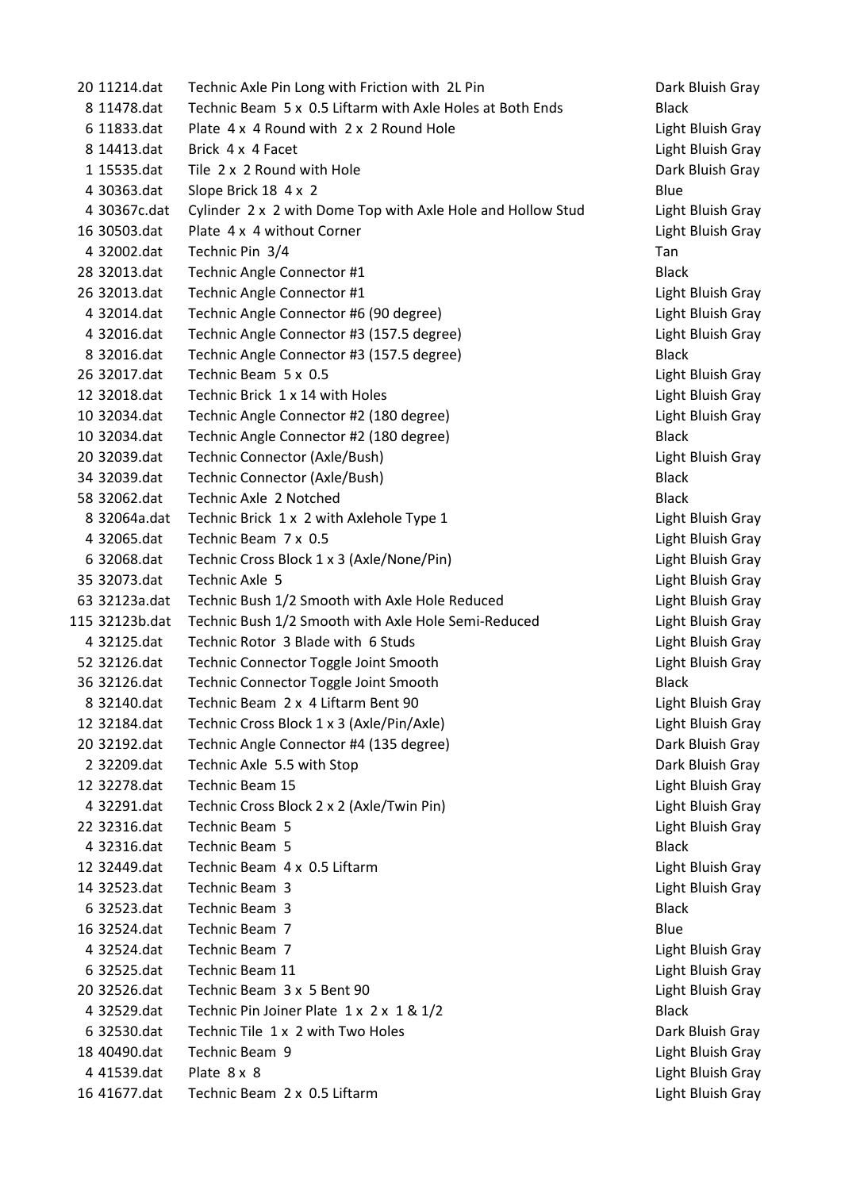| | | | |
|---|---|---|---|
| 20 | 11214.dat | Technic Axle Pin Long with Friction with 2L Pin | Dark Bluish Gray |
| 8 | 11478.dat | Technic Beam 5 x 0.5 Liftarm with Axle Holes at Both Ends | Black |
| 6 | 11833.dat | Plate 4 x 4 Round with 2 x 2 Round Hole | Light Bluish Gray |
| 8 | 14413.dat | Brick 4 x 4 Facet | Light Bluish Gray |
| 1 | 15535.dat | Tile 2 x 2 Round with Hole | Dark Bluish Gray |
| 4 | 30363.dat | Slope Brick 18 4 x 2 | Blue |
| 4 | 30367c.dat | Cylinder 2 x 2 with Dome Top with Axle Hole and Hollow Stud | Light Bluish Gray |
| 16 | 30503.dat | Plate 4 x 4 without Corner | Light Bluish Gray |
| 4 | 32002.dat | Technic Pin 3/4 | Tan |
| 28 | 32013.dat | Technic Angle Connector #1 | Black |
| 26 | 32013.dat | Technic Angle Connector #1 | Light Bluish Gray |
| 4 | 32014.dat | Technic Angle Connector #6 (90 degree) | Light Bluish Gray |
| 4 | 32016.dat | Technic Angle Connector #3 (157.5 degree) | Light Bluish Gray |
| 8 | 32016.dat | Technic Angle Connector #3 (157.5 degree) | Black |
| 26 | 32017.dat | Technic Beam 5 x 0.5 | Light Bluish Gray |
| 12 | 32018.dat | Technic Brick 1 x 14 with Holes | Light Bluish Gray |
| 10 | 32034.dat | Technic Angle Connector #2 (180 degree) | Light Bluish Gray |
| 10 | 32034.dat | Technic Angle Connector #2 (180 degree) | Black |
| 20 | 32039.dat | Technic Connector (Axle/Bush) | Light Bluish Gray |
| 34 | 32039.dat | Technic Connector (Axle/Bush) | Black |
| 58 | 32062.dat | Technic Axle 2 Notched | Black |
| 8 | 32064a.dat | Technic Brick 1 x 2 with Axlehole Type 1 | Light Bluish Gray |
| 4 | 32065.dat | Technic Beam 7 x 0.5 | Light Bluish Gray |
| 6 | 32068.dat | Technic Cross Block 1 x 3 (Axle/None/Pin) | Light Bluish Gray |
| 35 | 32073.dat | Technic Axle 5 | Light Bluish Gray |
| 63 | 32123a.dat | Technic Bush 1/2 Smooth with Axle Hole Reduced | Light Bluish Gray |
| 115 | 32123b.dat | Technic Bush 1/2 Smooth with Axle Hole Semi-Reduced | Light Bluish Gray |
| 4 | 32125.dat | Technic Rotor 3 Blade with 6 Studs | Light Bluish Gray |
| 52 | 32126.dat | Technic Connector Toggle Joint Smooth | Light Bluish Gray |
| 36 | 32126.dat | Technic Connector Toggle Joint Smooth | Black |
| 8 | 32140.dat | Technic Beam 2 x 4 Liftarm Bent 90 | Light Bluish Gray |
| 12 | 32184.dat | Technic Cross Block 1 x 3 (Axle/Pin/Axle) | Light Bluish Gray |
| 20 | 32192.dat | Technic Angle Connector #4 (135 degree) | Dark Bluish Gray |
| 2 | 32209.dat | Technic Axle 5.5 with Stop | Dark Bluish Gray |
| 12 | 32278.dat | Technic Beam 15 | Light Bluish Gray |
| 4 | 32291.dat | Technic Cross Block 2 x 2 (Axle/Twin Pin) | Light Bluish Gray |
| 22 | 32316.dat | Technic Beam 5 | Light Bluish Gray |
| 4 | 32316.dat | Technic Beam 5 | Black |
| 12 | 32449.dat | Technic Beam 4 x 0.5 Liftarm | Light Bluish Gray |
| 14 | 32523.dat | Technic Beam 3 | Light Bluish Gray |
| 6 | 32523.dat | Technic Beam 3 | Black |
| 16 | 32524.dat | Technic Beam 7 | Blue |
| 4 | 32524.dat | Technic Beam 7 | Light Bluish Gray |
| 6 | 32525.dat | Technic Beam 11 | Light Bluish Gray |
| 20 | 32526.dat | Technic Beam 3 x 5 Bent 90 | Light Bluish Gray |
| 4 | 32529.dat | Technic Pin Joiner Plate 1 x 2 x 1 & 1/2 | Black |
| 6 | 32530.dat | Technic Tile 1 x 2 with Two Holes | Dark Bluish Gray |
| 18 | 40490.dat | Technic Beam 9 | Light Bluish Gray |
| 4 | 41539.dat | Plate 8 x 8 | Light Bluish Gray |
| 16 | 41677.dat | Technic Beam 2 x 0.5 Liftarm | Light Bluish Gray |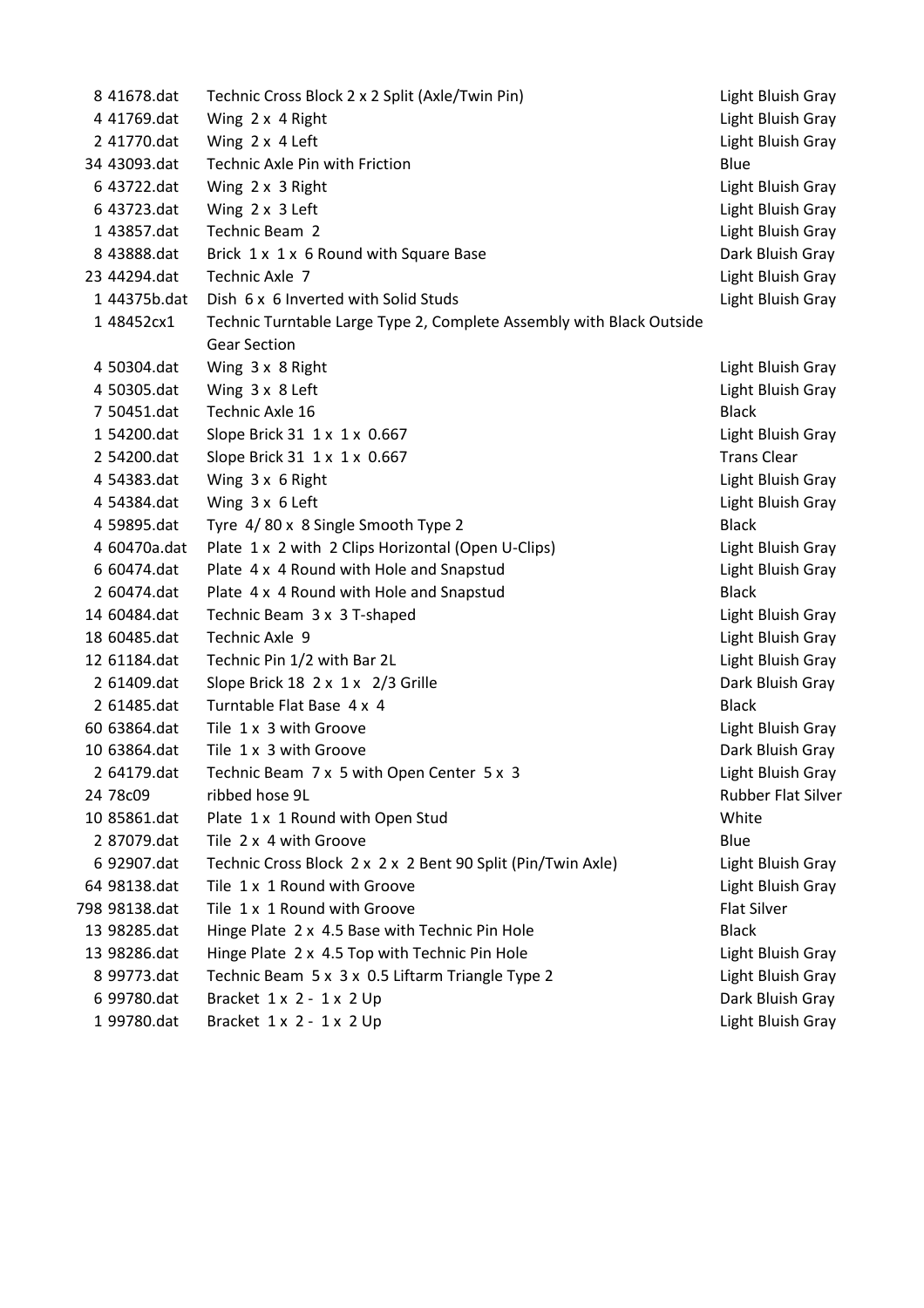| | | | |
|---|---|---|---|
| 8 | 41678.dat | Technic Cross Block 2 x 2 Split (Axle/Twin Pin) | Light Bluish Gray |
| 4 | 41769.dat | Wing 2 x 4 Right | Light Bluish Gray |
| 2 | 41770.dat | Wing 2 x 4 Left | Light Bluish Gray |
| 34 | 43093.dat | Technic Axle Pin with Friction | Blue |
| 6 | 43722.dat | Wing 2 x 3 Right | Light Bluish Gray |
| 6 | 43723.dat | Wing 2 x 3 Left | Light Bluish Gray |
| 1 | 43857.dat | Technic Beam 2 | Light Bluish Gray |
| 8 | 43888.dat | Brick 1 x 1 x 6 Round with Square Base | Dark Bluish Gray |
| 23 | 44294.dat | Technic Axle 7 | Light Bluish Gray |
| 1 | 44375b.dat | Dish 6 x 6 Inverted with Solid Studs | Light Bluish Gray |
| 1 | 48452cx1 | Technic Turntable Large Type 2, Complete Assembly with Black Outside Gear Section | |
| 4 | 50304.dat | Wing 3 x 8 Right | Light Bluish Gray |
| 4 | 50305.dat | Wing 3 x 8 Left | Light Bluish Gray |
| 7 | 50451.dat | Technic Axle 16 | Black |
| 1 | 54200.dat | Slope Brick 31 1 x 1 x 0.667 | Light Bluish Gray |
| 2 | 54200.dat | Slope Brick 31 1 x 1 x 0.667 | Trans Clear |
| 4 | 54383.dat | Wing 3 x 6 Right | Light Bluish Gray |
| 4 | 54384.dat | Wing 3 x 6 Left | Light Bluish Gray |
| 4 | 59895.dat | Tyre 4/ 80 x 8 Single Smooth Type 2 | Black |
| 4 | 60470a.dat | Plate 1 x 2 with 2 Clips Horizontal (Open U-Clips) | Light Bluish Gray |
| 6 | 60474.dat | Plate 4 x 4 Round with Hole and Snapstud | Light Bluish Gray |
| 2 | 60474.dat | Plate 4 x 4 Round with Hole and Snapstud | Black |
| 14 | 60484.dat | Technic Beam 3 x 3 T-shaped | Light Bluish Gray |
| 18 | 60485.dat | Technic Axle 9 | Light Bluish Gray |
| 12 | 61184.dat | Technic Pin 1/2 with Bar 2L | Light Bluish Gray |
| 2 | 61409.dat | Slope Brick 18 2 x 1 x 2/3 Grille | Dark Bluish Gray |
| 2 | 61485.dat | Turntable Flat Base 4 x 4 | Black |
| 60 | 63864.dat | Tile 1 x 3 with Groove | Light Bluish Gray |
| 10 | 63864.dat | Tile 1 x 3 with Groove | Dark Bluish Gray |
| 2 | 64179.dat | Technic Beam 7 x 5 with Open Center 5 x 3 | Light Bluish Gray |
| 24 | 78c09 | ribbed hose 9L | Rubber Flat Silver |
| 10 | 85861.dat | Plate 1 x 1 Round with Open Stud | White |
| 2 | 87079.dat | Tile 2 x 4 with Groove | Blue |
| 6 | 92907.dat | Technic Cross Block 2 x 2 x 2 Bent 90 Split (Pin/Twin Axle) | Light Bluish Gray |
| 64 | 98138.dat | Tile 1 x 1 Round with Groove | Light Bluish Gray |
| 798 | 98138.dat | Tile 1 x 1 Round with Groove | Flat Silver |
| 13 | 98285.dat | Hinge Plate 2 x 4.5 Base with Technic Pin Hole | Black |
| 13 | 98286.dat | Hinge Plate 2 x 4.5 Top with Technic Pin Hole | Light Bluish Gray |
| 8 | 99773.dat | Technic Beam 5 x 3 x 0.5 Liftarm Triangle Type 2 | Light Bluish Gray |
| 6 | 99780.dat | Bracket 1 x 2 - 1 x 2 Up | Dark Bluish Gray |
| 1 | 99780.dat | Bracket 1 x 2 - 1 x 2 Up | Light Bluish Gray |